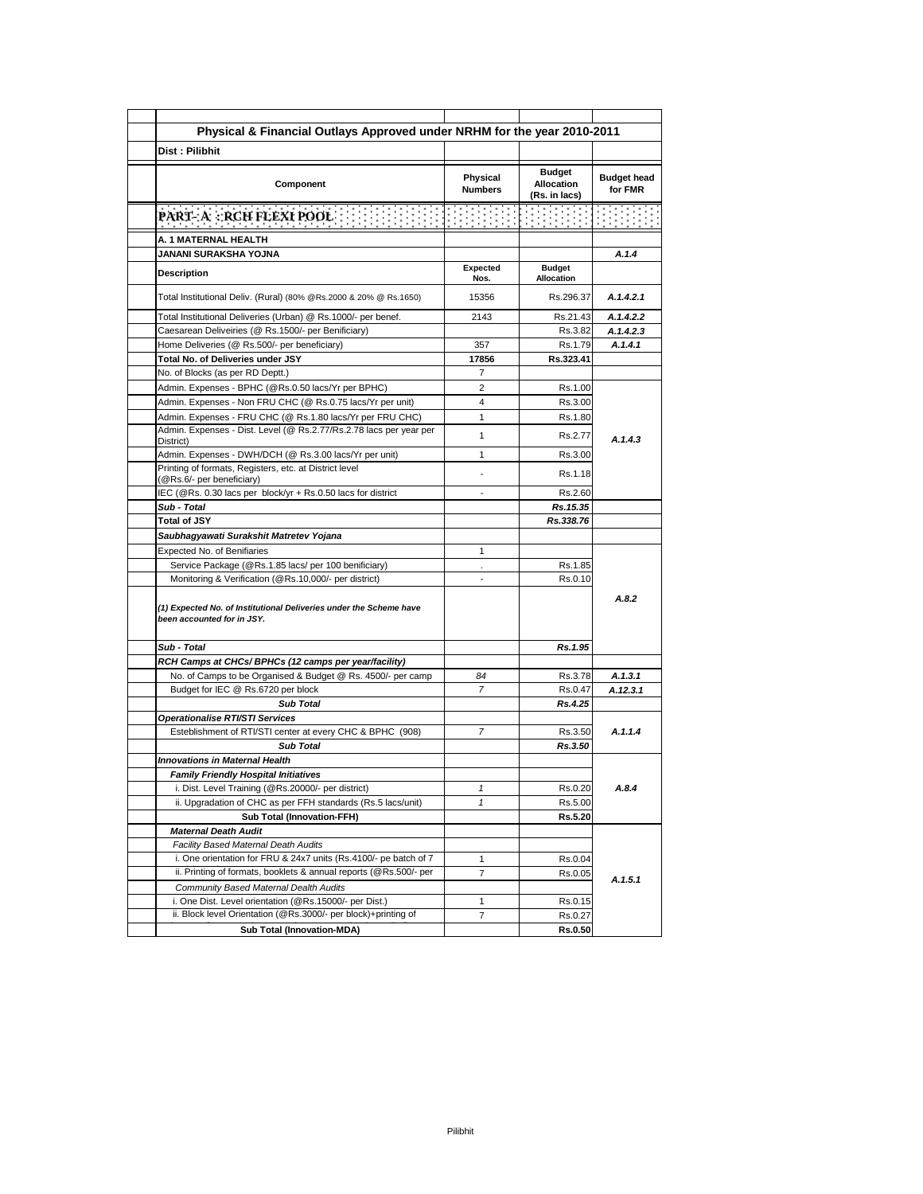## Physical & Financial Outlays Approved under NRHM for the year 2010-2011

**Dist : Pilibhit**

| Component | Physical Numbers | Budget Allocation (Rs. in lacs) | Budget head for FMR |
|---|---|---|---|
| **PART- A : RCH FLEXI POOL** | | | |
| **A. 1 MATERNAL HEALTH** | | | |
| **JANANI SURAKSHA YOJNA** | | | *A.1.4* |
| **Description** | **Expected Nos.** | **Budget Allocation** | |
| Total Institutional Deliv. (Rural) (80% @Rs.2000 & 20% @ Rs.1650) | 15356 | Rs.296.37 | *A.1.4.2.1* |
| Total Institutional Deliveries (Urban) @ Rs.1000/- per benef. | 2143 | Rs.21.43 | *A.1.4.2.2* |
| Caesarean Deliveiries (@ Rs.1500/- per Benificiary) | | Rs.3.82 | *A.1.4.2.3* |
| Home Deliveries (@ Rs.500/- per beneficiary) | 357 | Rs.1.79 | *A.1.4.1* |
| **Total No. of Deliveries under JSY** | **17856** | **Rs.323.41** | |
| No. of Blocks (as per RD Deptt.) | 7 | | |
| Admin. Expenses - BPHC (@Rs.0.50 lacs/Yr per BPHC) | 2 | Rs.1.00 | *A.1.4.3* |
| Admin. Expenses - Non FRU CHC (@ Rs.0.75 lacs/Yr per unit) | 4 | Rs.3.00 | |
| Admin. Expenses - FRU CHC (@ Rs.1.80 lacs/Yr per FRU CHC) | 1 | Rs.1.80 | |
| Admin. Expenses - Dist. Level (@ Rs.2.77/Rs.2.78 lacs per year per District) | 1 | Rs.2.77 | |
| Admin. Expenses - DWH/DCH (@ Rs.3.00 lacs/Yr per unit) | 1 | Rs.3.00 | |
| Printing of formats, Registers, etc. at District level (@Rs.6/- per beneficiary) | - | Rs.1.18 | |
| IEC (@Rs. 0.30 lacs per block/yr + Rs.0.50 lacs for district | - | Rs.2.60 | |
| ***Sub - Total*** | | ***Rs.15.35*** | |
| **Total of JSY** | | ***Rs.338.76*** | |
| ***Saubhagyawati Surakshit Matretev Yojana*** | | | |
| Expected No. of Benifiaries | 1 | | *A.8.2* |
| Service Package (@Rs.1.85 lacs/ per 100 benificiary) | . | Rs.1.85 | |
| Monitoring & Verification (@Rs.10,000/- per district) | - | Rs.0.10 | |
| ***(1) Expected No. of Institutional Deliveries under the Scheme have been accounted for in JSY.*** | | | |
| ***Sub - Total*** | | ***Rs.1.95*** | |
| ***RCH Camps at CHCs/ BPHCs (12 camps per year/facility)*** | | | |
| No. of Camps to be Organised & Budget @ Rs. 4500/- per camp | *84* | Rs.3.78 | *A.1.3.1* |
| Budget for IEC @ Rs.6720 per block | *7* | Rs.0.47 | *A.12.3.1* |
| ***Sub Total*** | | ***Rs.4.25*** | |
| ***Operationalise RTI/STI Services*** | | | |
| Esteblishment of RTI/STI center at every CHC & BPHC (908) | *7* | Rs.3.50 | *A.1.1.4* |
| ***Sub Total*** | | ***Rs.3.50*** | |
| ***Innovations in Maternal Health*** | | | |
| ***Family Friendly Hospital Initiatives*** | | | *A.8.4* |
| i. Dist. Level Training (@Rs.20000/- per district) | *1* | Rs.0.20 | |
| ii. Upgradation of CHC as per FFH standards (Rs.5 lacs/unit) | *1* | Rs.5.00 | |
| **Sub Total (Innovation-FFH)** | | **Rs.5.20** | |
| ***Maternal Death Audit*** | | | *A.1.5.1* |
| *Facility Based Maternal Death Audits* | | | |
| i. One orientation for FRU & 24x7 units (Rs.4100/- pe batch of 7 | 1 | Rs.0.04 | |
| ii. Printing of formats, booklets & annual reports (@Rs.500/- per | 7 | Rs.0.05 | |
| *Community Based Maternal Dealth Audits* | | | |
| i. One Dist. Level orientation (@Rs.15000/- per Dist.) | 1 | Rs.0.15 | |
| ii. Block level Orientation (@Rs.3000/- per block)+printing of | 7 | Rs.0.27 | |
| **Sub Total (Innovation-MDA)** | | **Rs.0.50** | |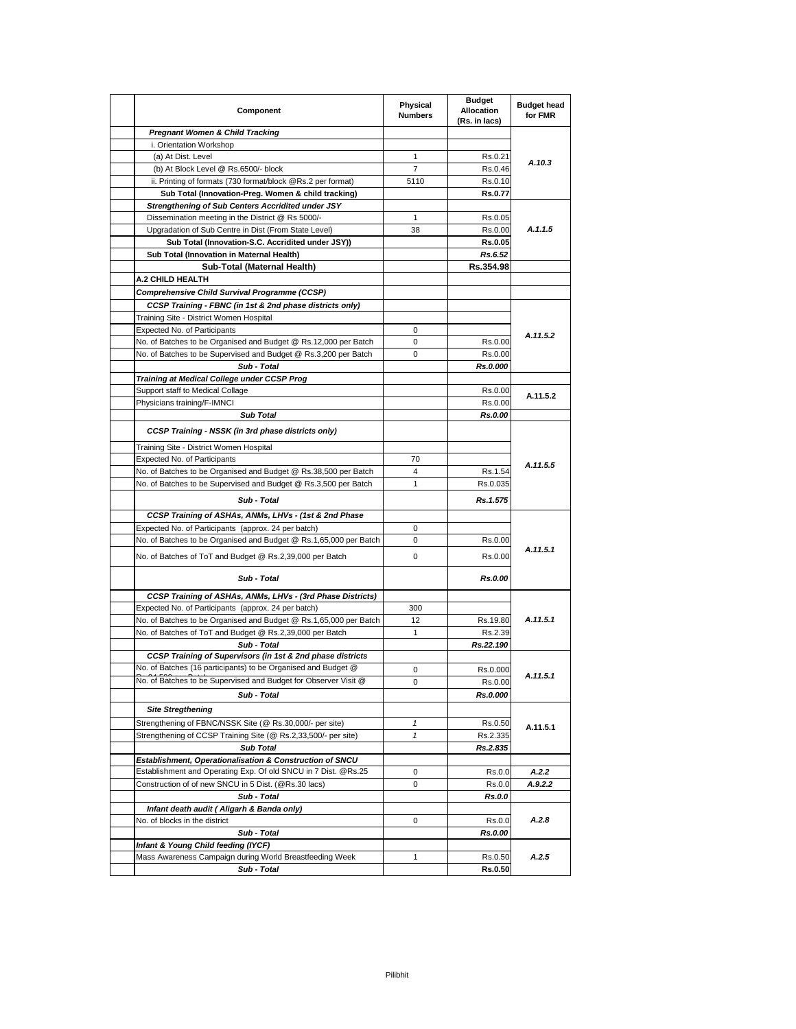| Component | Physical Numbers | Budget Allocation (Rs. in lacs) | Budget head for FMR |
|---|---|---|---|
| ***Pregnant Women & Child Tracking*** | | | |
| i. Orientation Workshop | | | |
| (a) At Dist. Level | 1 | Rs.0.21 | *A.10.3* |
| (b) At Block Level @ Rs.6500/- block | 7 | Rs.0.46 | |
| ii. Printing of formats (730 format/block @Rs.2 per format) | 5110 | Rs.0.10 | |
| **Sub Total (Innovation-Preg. Women & child tracking)** | | **Rs.0.77** | |
| ***Strengthening of Sub Centers Accridited under JSY*** | | | |
| Dissemination meeting in the District @ Rs 5000/- | 1 | Rs.0.05 | *A.1.1.5* |
| Upgradation of Sub Centre in Dist (From State Level) | 38 | Rs.0.00 | |
| **Sub Total (Innovation-S.C. Accridited under JSY))** | | **Rs.0.05** | |
| **Sub Total (Innovation in Maternal Health)** | | ***Rs.6.52*** | |
| **Sub-Total (Maternal Health)** | | **Rs.354.98** | |
| **A.2 CHILD HEALTH** | | | |
| ***Comprehensive Child Survival Programme (CCSP)*** | | | |
| ***CCSP Training - FBNC (in 1st & 2nd phase districts only)*** | | | |
| Training Site - District Women Hospital | | | |
| Expected No. of Participants | 0 | | *A.11.5.2* |
| No. of Batches to be Organised and Budget @ Rs.12,000 per Batch | 0 | Rs.0.00 | |
| No. of Batches to be Supervised and Budget @ Rs.3,200 per Batch | 0 | Rs.0.00 | |
| ***Sub - Total*** | | ***Rs.0.000*** | |
| ***Training at Medical College under CCSP Prog*** | | | |
| Support staff to Medical Collage | | Rs.0.00 | A.11.5.2 |
| Physicians training/F-IMNCI | | Rs.0.00 | |
| ***Sub Total*** | | ***Rs.0.00*** | |
| ***CCSP Training - NSSK (in 3rd phase districts only)*** | | | |
| Training Site - District Women Hospital | | | |
| Expected No. of Participants | 70 | | *A.11.5.5* |
| No. of Batches to be Organised and Budget @ Rs.38,500 per Batch | 4 | Rs.1.54 | |
| No. of Batches to be Supervised and Budget @ Rs.3,500 per Batch | 1 | Rs.0.035 | |
| ***Sub - Total*** | | ***Rs.1.575*** | |
| ***CCSP Training of ASHAs, ANMs, LHVs - (1st & 2nd Phase*** | | | |
| Expected No. of Participants (approx. 24 per batch) | 0 | | *A.11.5.1* |
| No. of Batches to be Organised and Budget @ Rs.1,65,000 per Batch | 0 | Rs.0.00 | |
| No. of Batches of ToT and Budget @ Rs.2,39,000 per Batch | 0 | Rs.0.00 | |
| ***Sub - Total*** | | ***Rs.0.00*** | |
| ***CCSP Training of ASHAs, ANMs, LHVs - (3rd Phase Districts)*** | | | |
| Expected No. of Participants (approx. 24 per batch) | 300 | | *A.11.5.1* |
| No. of Batches to be Organised and Budget @ Rs.1,65,000 per Batch | 12 | Rs.19.80 | |
| No. of Batches of ToT and Budget @ Rs.2,39,000 per Batch | 1 | Rs.2.39 | |
| ***Sub - Total*** | | ***Rs.22.190*** | |
| ***CCSP Training of Supervisors (in 1st & 2nd phase districts*** | | | |
| No. of Batches (16 participants) to be Organised and Budget @ | 0 | Rs.0.000 | *A.11.5.1* |
| No. of Batches to be Supervised and Budget for Observer Visit @ | 0 | Rs.0.00 | |
| ***Sub - Total*** | | ***Rs.0.000*** | |
| ***Site Stregthening*** | | | |
| Strengthening of FBNC/NSSK Site (@ Rs.30,000/- per site) | *1* | Rs.0.50 | A.11.5.1 |
| Strengthening of CCSP Training Site (@ Rs.2,33,500/- per site) | *1* | Rs.2.335 | |
| ***Sub Total*** | | ***Rs.2.835*** | |
| ***Establishment, Operationalisation & Construction of SNCU*** | | | |
| Establishment and Operating Exp. Of old SNCU in 7 Dist. @Rs.25 | 0 | Rs.0.0 | ***A.2.2*** |
| Construction of of new SNCU in 5 Dist. (@Rs.30 lacs) | 0 | Rs.0.0 | ***A.9.2.2*** |
| ***Sub - Total*** | | ***Rs.0.0*** | |
| ***Infant death audit ( Aligarh & Banda only)*** | | | |
| No. of blocks in the district | 0 | Rs.0.0 | ***A.2.8*** |
| ***Sub - Total*** | | ***Rs.0.00*** | |
| ***Infant & Young Child feeding (IYCF)*** | | | |
| Mass Awareness Campaign during World Breastfeeding Week | 1 | Rs.0.50 | ***A.2.5*** |
| ***Sub - Total*** | | **Rs.0.50** | |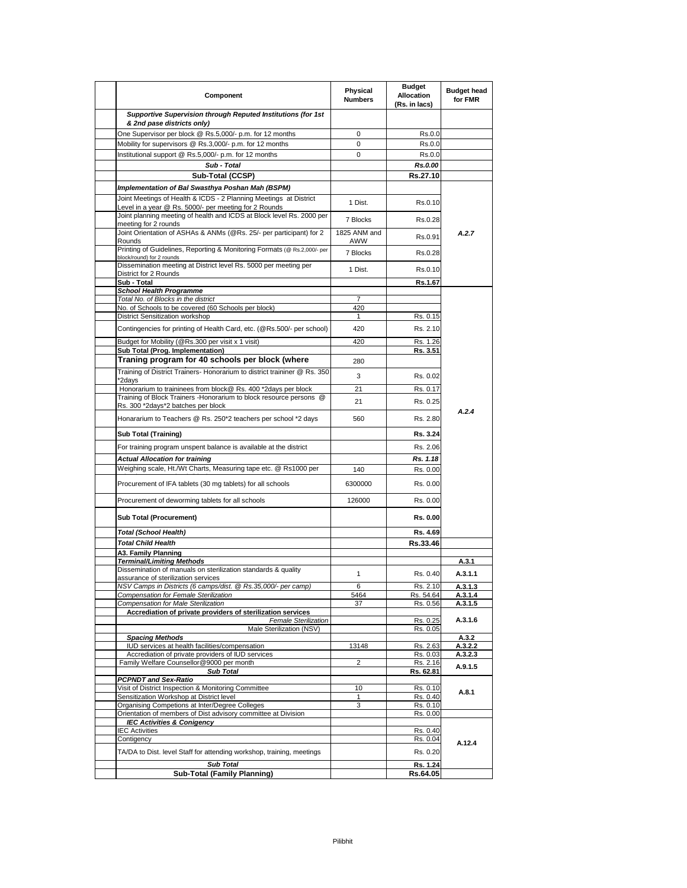| | Component | Physical Numbers | Budget Allocation (Rs. in lacs) | Budget head for FMR |
|---|---|---|---|---|
| | ***Supportive Supervision through Reputed Institutions (for 1st & 2nd pase districts only)*** | | | |
| | One Supervisor per block @ Rs.5,000/- p.m. for 12 months | 0 | Rs.0.0 | |
| | Mobility for supervisors @ Rs.3,000/- p.m. for 12 months | 0 | Rs.0.0 | |
| | Institutional support @ Rs.5,000/- p.m. for 12 months | 0 | Rs.0.0 | |
| | ***Sub - Total*** | | ***Rs.0.00*** | |
| | **Sub-Total (CCSP)** | | **Rs.27.10** | |
| | ***Implementation of Bal Swasthya Poshan Mah (BSPM)*** | | | |
| | Joint Meetings of Health & ICDS - 2 Planning Meetings at District Level in a year @ Rs. 5000/- per meeting for 2 Rounds | 1 Dist. | Rs.0.10 | A.2.7 |
| | Joint planning meeting of health and ICDS at Block level Rs. 2000 per meeting for 2 rounds | 7 Blocks | Rs.0.28 | |
| | Joint Orientation of ASHAs & ANMs (@Rs. 25/- per participant) for 2 Rounds | 1825 ANM and AWW | Rs.0.91 | |
| | Printing of Guidelines, Reporting & Monitoring Formats (@ Rs.2,000/- per block/round) for 2 rounds | 7 Blocks | Rs.0.28 | |
| | Dissemination meeting at District level Rs. 5000 per meeting per District for 2 Rounds | 1 Dist. | Rs.0.10 | |
| | **Sub - Total** | | **Rs.1.67** | |
| | ***School Health Programme*** | | | A.2.4 |
| | *Total No. of Blocks in the district* | 7 | | |
| | No. of Schools to be covered (60 Schools per block) | 420 | | |
| | District Sensitization workshop | 1 | Rs. 0.15 | |
| | Contingencies for printing of Health Card, etc. (@Rs.500/- per school) | 420 | Rs. 2.10 | |
| | Budget for Mobility (@Rs.300 per visit x 1 visit) | 420 | Rs. 1.26 | |
| | **Sub Total (Prog. Implementation)** | | **Rs. 3.51** | |
| | **Traning program for 40 schools per block (where** | 280 | | |
| | Training of District Trainers- Honorarium to district traininer @ Rs. 350 *2days | 3 | Rs. 0.02 | |
| | Honorarium to traininees from block@ Rs. 400 *2days per block | 21 | Rs. 0.17 | |
| | Training of Block Trainers -Honorarium to block resource persons @ Rs. 300 *2days*2 batches per block | 21 | Rs. 0.25 | |
| | Honararium to Teachers @ Rs. 250*2 teachers per school *2 days | 560 | Rs. 2.80 | |
| | **Sub Total (Training)** | | **Rs. 3.24** | |
| | For training program unspent balance is available at the district | | Rs. 2.06 | |
| | ***Actual Allocation for training*** | | ***Rs. 1.18*** | |
| | Weighing scale, Ht./Wt Charts, Measuring tape etc. @ Rs1000 per | 140 | Rs. 0.00 | |
| | Procurement of IFA tablets (30 mg tablets) for all schools | 6300000 | Rs. 0.00 | |
| | Procurement of deworming tablets for all schools | 126000 | Rs. 0.00 | |
| | **Sub Total (Procurement)** | | **Rs. 0.00** | |
| | ***Total (School Health)*** | | **Rs. 4.69** | |
| | ***Total Child Health*** | | **Rs.33.46** | |
| | **A3. Family Planning** | | | |
| | ***Terminal/Limiting Methods*** | | | **A.3.1** |
| | Dissemination of manuals on sterilization standards & quality assurance of sterilization services | 1 | Rs. 0.40 | **A.3.1.1** |
| | *NSV Camps in Districts (6 camps/dist. @ Rs.35,000/- per camp)* | 6 | Rs. 2.10 | **A.3.1.3** |
| | *Compensation for Female Sterilization* | 5464 | Rs. 54.64 | **A.3.1.4** |
| | *Compensation for Male Sterilization* | 37 | Rs. 0.56 | **A.3.1.5** |
| | **Accrediation of private providers of sterilization services** | | | **A.3.1.6** |
| | *Female Sterilization* | | Rs. 0.25 | |
| | Male Sterilization (NSV) | | Rs. 0.05 | |
| | ***Spacing Methods*** | | | **A.3.2** |
| | IUD services at health facilities/compensation | 13148 | Rs. 2.63 | **A.3.2.2** |
| | Accrediation of private providers of IUD services | | Rs. 0.03 | **A.3.2.3** |
| | Family Welfare Counsellor@9000 per month | 2 | Rs. 2.16 | **A.9.1.5** |
| | ***Sub Total*** | | **Rs. 62.81** | |
| | ***PCPNDT and Sex-Ratio*** | | | **A.8.1** |
| | Visit of District Inspection & Monitoring Committee | 10 | Rs. 0.10 | |
| | Sensitization Workshop at District level | 1 | Rs. 0.40 | |
| | Organising Competions at Inter/Degree Colleges | 3 | Rs. 0.10 | |
| | Orientation of members of Dist advisory committee at Division | | Rs. 0.00 | |
| | ***IEC Activities & Conigency*** | | | **A.12.4** |
| | IEC Activities | | Rs. 0.40 | |
| | Contigency | | Rs. 0.04 | |
| | TA/DA to Dist. level Staff for attending workshop, training, meetings | | Rs. 0.20 | |
| | ***Sub Total*** | | **Rs. 1.24** | |
| | **Sub-Total (Family Planning)** | | **Rs.64.05** | |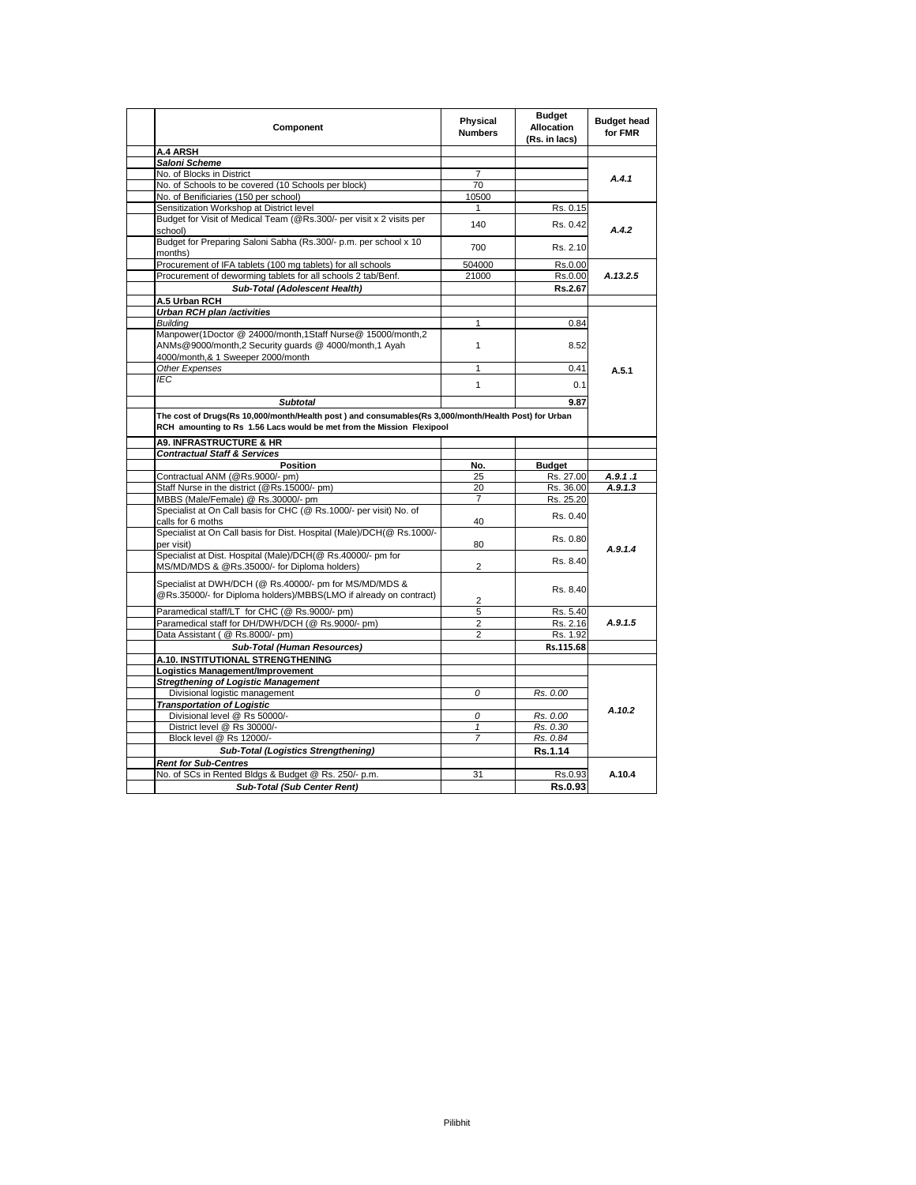| Component | Physical Numbers | Budget Allocation (Rs. in lacs) | Budget head for FMR |
|---|---|---|---|
| **A.4 ARSH** | | | |
| ***Saloni Scheme*** | | | |
| No. of Blocks in District | 7 | | A.4.1 |
| No. of Schools to be covered (10 Schools per block) | 70 | | |
| No. of Benificiaries (150 per school) | 10500 | | |
| Sensitization Workshop at District level | 1 | Rs. 0.15 | A.4.2 |
| Budget for Visit of Medical Team (@Rs.300/- per visit x 2 visits per school) | 140 | Rs. 0.42 | |
| Budget for Preparing Saloni Sabha (Rs.300/- p.m. per school x 10 months) | 700 | Rs. 2.10 | |
| Procurement of IFA tablets (100 mg tablets) for all schools | 504000 | Rs.0.00 | A.13.2.5 |
| Procurement of deworming tablets for all schools 2 tab/Benf. | 21000 | Rs.0.00 | |
| ***Sub-Total (Adolescent Health)*** | | **Rs.2.67** | |
| **A.5 Urban RCH** | | | |
| ***Urban RCH plan /activities*** | | | A.5.1 |
| *Building* | 1 | 0.84 | |
| Manpower(1Doctor @ 24000/month,1Staff Nurse@ 15000/month,2 ANMs@9000/month,2 Security guards @ 4000/month,1 Ayah 4000/month,& 1 Sweeper 2000/month | 1 | 8.52 | |
| *Other Expenses* | 1 | 0.41 | |
| *IEC* | 1 | 0.1 | |
| ***Subtotal*** | | **9.87** | |
| **The cost of Drugs(Rs 10,000/month/Health post ) and consumables(Rs 3,000/month/Health Post) for Urban RCH amounting to Rs 1.56 Lacs would be met from the Mission Flexipool** | | | |
| **A9. INFRASTRUCTURE & HR** | | | |
| ***Contractual Staff & Services*** | | | |
| **Position** | **No.** | **Budget** | |
| Contractual ANM (@Rs.9000/- pm) | 25 | Rs. 27.00 | A.9.1 .1 |
| Staff Nurse in the district (@Rs.15000/- pm) | 20 | Rs. 36.00 | A.9.1.3 |
| MBBS (Male/Female) @ Rs.30000/- pm | 7 | Rs. 25.20 | A.9.1.4 |
| Specialist at On Call basis for CHC (@ Rs.1000/- per visit) No. of calls for 6 moths | 40 | Rs. 0.40 | |
| Specialist at On Call basis for Dist. Hospital (Male)/DCH(@ Rs.1000/- per visit) | 80 | Rs. 0.80 | |
| Specialist at Dist. Hospital (Male)/DCH(@ Rs.40000/- pm for MS/MD/MDS & @Rs.35000/- for Diploma holders) | 2 | Rs. 8.40 | |
| Specialist at DWH/DCH (@ Rs.40000/- pm for MS/MD/MDS & @Rs.35000/- for Diploma holders)/MBBS(LMO if already on contract) | 2 | Rs. 8.40 | |
| Paramedical staff/LT for CHC (@ Rs.9000/- pm) | 5 | Rs. 5.40 | A.9.1.5 |
| Paramedical staff for DH/DWH/DCH (@ Rs.9000/- pm) | 2 | Rs. 2.16 | |
| Data Assistant ( @ Rs.8000/- pm) | 2 | Rs. 1.92 | |
| ***Sub-Total (Human Resources)*** | | **Rs.115.68** | |
| **A.10. INSTITUTIONAL STRENGTHENING** | | | |
| **Logistics Management/Improvement** | | | A.10.2 |
| ***Stregthening of Logistic Management*** | | | |
| *Divisional logistic management* | *0* | *Rs. 0.00* | |
| ***Transportation of Logistic*** | | | |
| *Divisional level @ Rs 50000/-* | *0* | *Rs. 0.00* | |
| *District level @ Rs 30000/-* | *1* | *Rs. 0.30* | |
| *Block level @ Rs 12000/-* | *7* | *Rs. 0.84* | |
| ***Sub-Total (Logistics Strengthening)*** | | **Rs.1.14** | |
| ***Rent for Sub-Centres*** | | | A.10.4 |
| No. of SCs in Rented Bldgs & Budget @ Rs. 250/- p.m. | 31 | Rs.0.93 | |
| ***Sub-Total (Sub Center Rent)*** | | **Rs.0.93** | |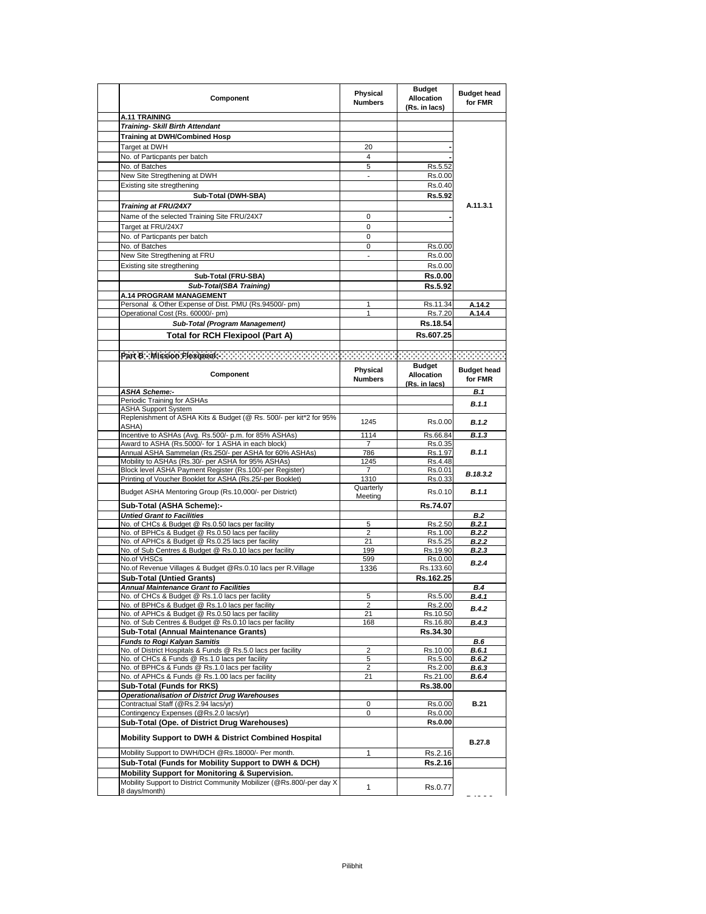| Component | Physical Numbers | Budget Allocation (Rs. in lacs) | Budget head for FMR |
|---|---|---|---|
| **A.11 TRAINING** | | | |
| ***Training- Skill Birth Attendant*** | | | |
| **Training at DWH/Combined Hosp** | | | |
| Target at DWH | 20 | - | |
| No. of Particpants per batch | 4 | - | |
| No. of Batches | 5 | Rs.5.52 | |
| New Site Stregthening at DWH | - | Rs.0.00 | |
| Existing site stregthening | | Rs.0.40 | |
| **Sub-Total (DWH-SBA)** | | **Rs.5.92** | |
| ***Training at FRU/24X7*** | | | **A.11.3.1** |
| Name of the selected Training Site FRU/24X7 | 0 | - | |
| Target at FRU/24X7 | 0 | | |
| No. of Particpants per batch | 0 | | |
| No. of Batches | 0 | Rs.0.00 | |
| New Site Stregthening at FRU | - | Rs.0.00 | |
| Existing site stregthening | | Rs.0.00 | |
| **Sub-Total (FRU-SBA)** | | **Rs.0.00** | |
| ***Sub-Total(SBA Training)*** | | **Rs.5.92** | |
| **A.14 PROGRAM MANAGEMENT** | | | |
| Personal & Other Expense of Dist. PMU (Rs.94500/- pm) | 1 | Rs.11.34 | **A.14.2** |
| Operational Cost (Rs. 60000/- pm) | 1 | Rs.7.20 | **A.14.4** |
| ***Sub-Total (Program Management)*** | | **Rs.18.54** | |
| **Total for RCH Flexipool (Part A)** | | **Rs.607.25** | |

**Part B : Mission Flexipool:**

| Component | Physical Numbers | Budget Allocation (Rs. in lacs) | Budget head for FMR |
|---|---|---|---|
| ***ASHA Scheme:-*** | | | ***B.1*** |
| Periodic Training for ASHAs | | | ***B.1.1*** |
| ASHA Support System | | | |
| Replenishment of ASHA Kits & Budget (@ Rs. 500/- per kit*2 for 95% ASHA) | 1245 | Rs.0.00 | ***B.1.2*** |
| Incentive to ASHAs (Avg. Rs.500/- p.m. for 85% ASHAs) | 1114 | Rs.66.84 | ***B.1.3*** |
| Award to ASHA (Rs.5000/- for 1 ASHA in each block) | 7 | Rs.0.35 | ***B.1.1*** |
| Annual ASHA Sammelan (Rs.250/- per ASHA for 60% ASHAs) | 786 | Rs.1.97 | |
| Mobility to ASHAs (Rs.30/- per ASHA for 95% ASHAs) | 1245 | Rs.4.48 | |
| Block level ASHA Payment Register (Rs.100/-per Register) | 7 | Rs.0.01 | ***B.18.3.2*** |
| Printing of Voucher Booklet for ASHA (Rs.25/-per Booklet) | 1310 | Rs.0.33 | |
| Budget ASHA Mentoring Group (Rs.10,000/- per District) | Quarterly Meeting | Rs.0.10 | ***B.1.1*** |
| **Sub-Total (ASHA Scheme):-** | | **Rs.74.07** | |
| ***Untied Grant to Facilities*** | | | ***B.2*** |
| No. of CHCs & Budget @ Rs.0.50 lacs per facility | 5 | Rs.2.50 | ***B.2.1*** |
| No. of BPHCs & Budget @ Rs.0.50 lacs per facility | 2 | Rs.1.00 | ***B.2.2*** |
| No. of APHCs & Budget @ Rs.0.25 lacs per facility | 21 | Rs.5.25 | ***B.2.2*** |
| No. of Sub Centres & Budget @ Rs.0.10 lacs per facility | 199 | Rs.19.90 | ***B.2.3*** |
| No.of VHSCs | 599 | Rs.0.00 | ***B.2.4*** |
| No.of Revenue Villages & Budget @Rs.0.10 lacs per R.Village | 1336 | Rs.133.60 | |
| **Sub-Total (Untied Grants)** | | **Rs.162.25** | |
| ***Annual Maintenance Grant to Facilities*** | | | ***B.4*** |
| No. of CHCs & Budget @ Rs.1.0 lacs per facility | 5 | Rs.5.00 | ***B.4.1*** |
| No. of BPHCs & Budget @ Rs.1.0 lacs per facility | 2 | Rs.2.00 | ***B.4.2*** |
| No. of APHCs & Budget @ Rs.0.50 lacs per facility | 21 | Rs.10.50 | |
| No. of Sub Centres & Budget @ Rs.0.10 lacs per facility | 168 | Rs.16.80 | ***B.4.3*** |
| **Sub-Total (Annual Maintenance Grants)** | | **Rs.34.30** | |
| ***Funds to Rogi Kalyan Samitis*** | | | ***B.6*** |
| No. of District Hospitals & Funds @ Rs.5.0 lacs per facility | 2 | Rs.10.00 | ***B.6.1*** |
| No. of CHCs & Funds @ Rs.1.0 lacs per facility | 5 | Rs.5.00 | ***B.6.2*** |
| No. of BPHCs & Funds @ Rs.1.0 lacs per facility | 2 | Rs.2.00 | ***B.6.3*** |
| No. of APHCs & Funds @ Rs.1.00 lacs per facility | 21 | Rs.21.00 | ***B.6.4*** |
| **Sub-Total (Funds for RKS)** | | **Rs.38.00** | |
| ***Operationalisation of District Drug Warehouses*** | | | |
| Contractual Staff (@Rs.2.94 lacs/yr) | 0 | Rs.0.00 | **B.21** |
| Contingency Expenses (@Rs.2.0 lacs/yr) | 0 | Rs.0.00 | |
| **Sub-Total (Ope. of District Drug Warehouses)** | | **Rs.0.00** | |
| **Mobility Support to DWH & District Combined Hospital** | | | **B.27.8** |
| Mobility Support to DWH/DCH @Rs.18000/- Per month. | 1 | Rs.2.16 | |
| **Sub-Total (Funds for Mobility Support to DWH & DCH)** | | **Rs.2.16** | |
| **Mobility Support for Monitoring & Supervision.** | | | |
| Mobility Support to District Community Mobilizer (@Rs.800/-per day X 8 days/month) | 1 | Rs.0.77 | |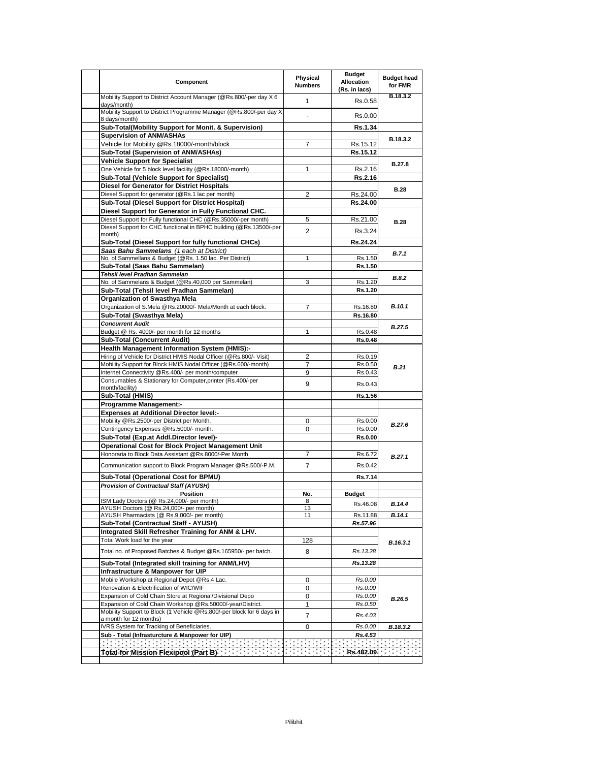| Component | Physical Numbers | Budget Allocation (Rs. in lacs) | Budget head for FMR |
|---|---|---|---|
| Mobility Support to District Account Manager (@Rs.800/-per day X 6 days/month) | 1 | Rs.0.58 | B.18.3.2 |
| Mobility Support to District Programme Manager (@Rs.800/-per day X 8 days/month) | - | Rs.0.00 | |
| **Sub-Total(Mobility Support for Monit. & Supervision)** | | **Rs.1.34** | |
| **Supervision of ANM/ASHAs** | | | B.18.3.2 |
| Vehicle for Mobility @Rs.18000/-month/block | 7 | Rs.15.12 | |
| **Sub-Total (Supervision of ANM/ASHAs)** | | **Rs.15.12** | |
| **Vehicle Support for Specialist** | | | B.27.8 |
| One Vehicle for 5 block level facility (@Rs.18000/-month) | 1 | Rs.2.16 | |
| **Sub-Total (Vehicle Support for Specialist)** | | **Rs.2.16** | |
| **Diesel for Generator for District Hospitals** | | | B.28 |
| Diesel Support for generator (@Rs.1 lac per month) | 2 | Rs.24.00 | |
| **Sub-Total (Diesel Support for District Hospital)** | | **Rs.24.00** | |
| **Diesel Support for Generator in Fully Functional CHC.** | | | |
| Diesel Support for Fully functional CHC (@Rs.35000/-per month) | 5 | Rs.21.00 | B.28 |
| Diesel Support for CHC functional in BPHC building (@Rs.13500/-per month) | 2 | Rs.3.24 | |
| **Sub-Total (Diesel Support for fully functional CHCs)** | | **Rs.24.24** | |
| ***Saas Bahu Sammelans** (1 each at District)* | | | *B.7.1* |
| No. of Sammellans & Budget (@Rs. 1.50 lac. Per District) | 1 | Rs.1.50 | |
| **Sub-Total (Saas Bahu Sammelan)** | | **Rs.1.50** | |
| ***Tehsil level Pradhan Sammelan*** | | | *B.8.2* |
| No. of Sammelans & Budget (@Rs.40,000 per Sammelan) | 3 | Rs.1.20 | |
| **Sub-Total (Tehsil level Pradhan Sammelan)** | | **Rs.1.20** | |
| **Organization of Swasthya Mela** | | | |
| Organization of S.Mela @Rs.20000/- Mela/Month at each block. | 7 | Rs.16.80 | *B.10.1* |
| **Sub-Total (Swasthya Mela)** | | **Rs.16.80** | |
| ***Concurrent Audit*** | | | *B.27.5* |
| Budget @ Rs. 4000/- per month for 12 months | 1 | Rs.0.48 | |
| **Sub-Total (Concurrent Audit)** | | **Rs.0.48** | |
| **Health Management Information System (HMIS):-** | | | |
| Hiring of Vehicle for District HMIS Nodal Officer (@Rs.800/- Visit) | 2 | Rs.0.19 | |
| Mobility Support for Block HMIS Nodal Officer (@Rs.600/-month) | 7 | Rs.0.50 | *B.21* |
| Internet Connectivity @Rs.400/- per month/computer | 9 | Rs.0.43 | |
| Consumables & Stationary for Computer,printer (Rs.400/-per month/facility) | 9 | Rs.0.43 | |
| **Sub-Total (HMIS)** | | **Rs.1.56** | |
| **Programme Management:-** | | | |
| **Expenses at Additional Director level:-** | | | |
| Mobility @Rs.2500/-per District per Month. | 0 | Rs.0.00 | *B.27.6* |
| Contingency Expenses @Rs.5000/- month. | 0 | Rs.0.00 | |
| **Sub-Total (Exp.at Addl.Director level)-** | | **Rs.0.00** | |
| **Operational Cost for Block Project Management Unit** | | | |
| Honoraria to Block Data Assistant @Rs.8000/-Per Month | 7 | Rs.6.72 | *B.27.1* |
| Communication support to Block Program Manager @Rs.500/-P.M. | 7 | Rs.0.42 | |
| **Sub-Total (Operational Cost for BPMU)** | | **Rs.7.14** | |
| ***Provision of Contractual Staff (AYUSH)*** | | | |
| **Position** | **No.** | **Budget** | |
| ISM Lady Doctors (@ Rs.24,000/- per month) | 8 | Rs.46.08 | *B.14.4* |
| AYUSH Doctors (@ Rs.24,000/- per month) | 13 | | |
| AYUSH Pharmacists (@ Rs.9,000/- per month) | 11 | Rs.11.88 | *B.14.1* |
| **Sub-Total (Contractual Staff - AYUSH)** | | ***Rs.57.96*** | |
| **Integrated Skill Refresher Training for ANM & LHV.** | | | |
| Total Work load for the year | 128 | | *B.16.3.1* |
| Total no. of Proposed Batches & Budget @Rs.165950/- per batch. | 8 | *Rs.13.28* | |
| **Sub-Total (Integrated skill training for ANM/LHV)** | | ***Rs.13.28*** | |
| **Infrastructure & Manpower for UIP** | | | |
| Mobile Workshop at Regional Depot @Rs.4 Lac. | 0 | *Rs.0.00* | |
| Renovation & Electrification of WIC/WIF | 0 | *Rs.0.00* | |
| Expansion of Cold Chain Store at Regional/Divisional Depo | 0 | *Rs.0.00* | *B.26.5* |
| Expansion of Cold Chain Workshop @Rs.50000/-year/District. | 1 | *Rs.0.50* | |
| Mobility Support to Block (1 Vehicle @Rs.800/-per block for 6 days in a month for 12 months) | 7 | *Rs.4.03* | |
| IVRS System for Tracking of Beneficiaries. | 0 | *Rs.0.00* | *B.18.3.2* |
| **Sub - Total (Infrasturcture & Manpower for UIP)** | | ***Rs.4.53*** | |
| | | | |
| **Total for Mission Flexipool (Part B)** | | **Rs.482.09** | |

Pilibhit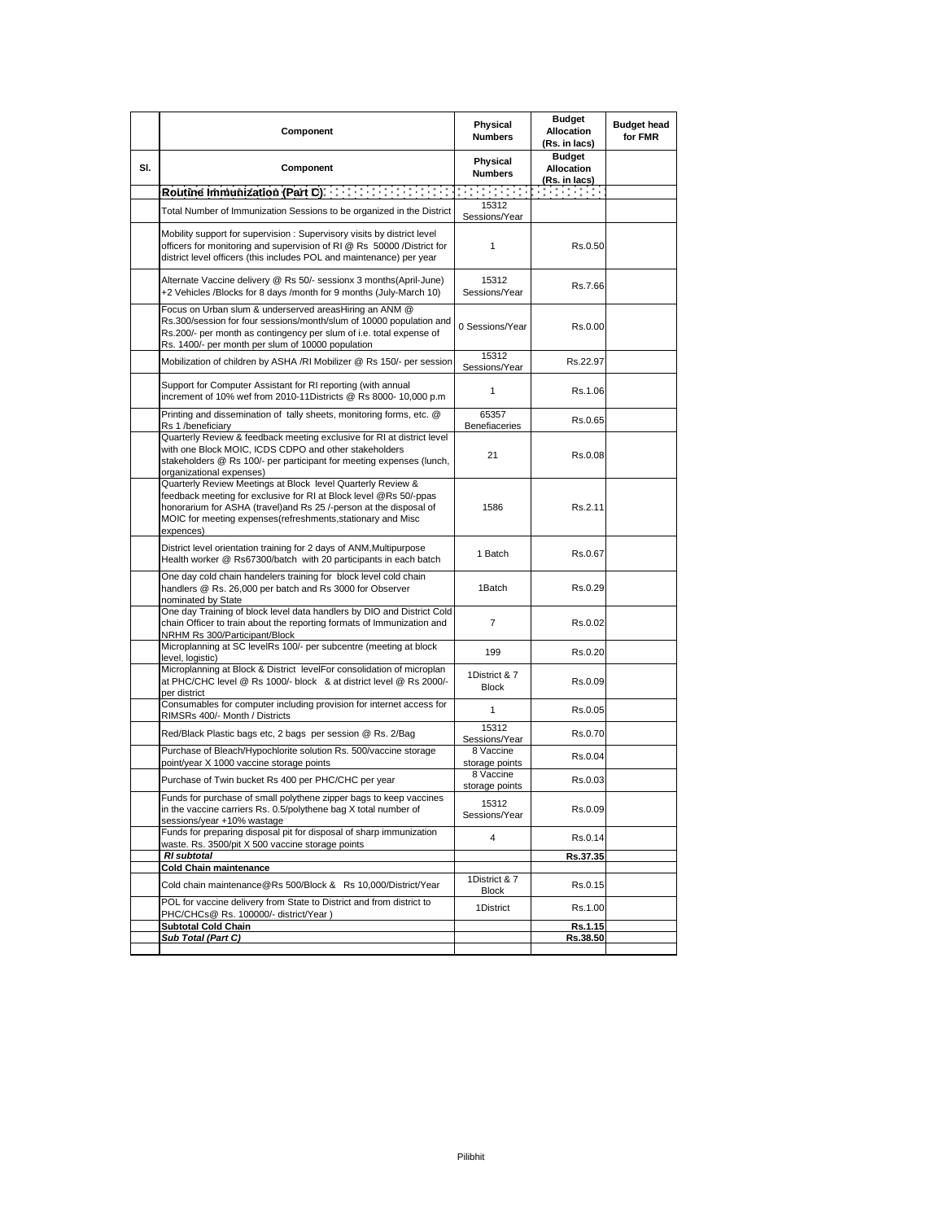| | Component | Physical Numbers | Budget Allocation (Rs. in lacs) | Budget head for FMR |
|---|---|---|---|---|
| Sl. | Component | Physical Numbers | Budget Allocation (Rs. in lacs) | |
| | **Routine Immunization (Part C)** | | | |
| | Total Number of Immunization Sessions to be organized in the District | 15312 Sessions/Year | | |
| | Mobility support for supervision : Supervisory visits by district level officers for monitoring and supervision of RI @ Rs 50000 /District for district level officers (this includes POL and maintenance) per year | 1 | Rs.0.50 | |
| | Alternate Vaccine delivery @ Rs 50/- sessionx 3 months(April-June) +2 Vehicles /Blocks for 8 days /month for 9 months (July-March 10) | 15312 Sessions/Year | Rs.7.66 | |
| | Focus on Urban slum & underserved areasHiring an ANM @ Rs.300/session for four sessions/month/slum of 10000 population and Rs.200/- per month as contingency per slum of i.e. total expense of Rs. 1400/- per month per slum of 10000 population | 0 Sessions/Year | Rs.0.00 | |
| | Mobilization of children by ASHA /RI Mobilizer @ Rs 150/- per session | 15312 Sessions/Year | Rs.22.97 | |
| | Support for Computer Assistant for RI reporting (with annual increment of 10% wef from 2010-11Districts @ Rs 8000- 10,000 p.m | 1 | Rs.1.06 | |
| | Printing and dissemination of tally sheets, monitoring forms, etc. @ Rs 1 /beneficiary | 65357 Benefiaceries | Rs.0.65 | |
| | Quarterly Review & feedback meeting exclusive for RI at district level with one Block MOIC, ICDS CDPO and other stakeholders stakeholders @ Rs 100/- per participant for meeting expenses (lunch, organizational expenses) | 21 | Rs.0.08 | |
| | Quarterly Review Meetings at Block level Quarterly Review & feedback meeting for exclusive for RI at Block level @Rs 50/-ppas honorarium for ASHA (travel)and Rs 25 /-person at the disposal of MOIC for meeting expenses(refreshments,stationary and Misc expences) | 1586 | Rs.2.11 | |
| | District level orientation training for 2 days of ANM,Multipurpose Health worker @ Rs67300/batch with 20 participants in each batch | 1 Batch | Rs.0.67 | |
| | One day cold chain handelers training for block level cold chain handlers @ Rs. 26,000 per batch and Rs 3000 for Observer nominated by State | 1Batch | Rs.0.29 | |
| | One day Training of block level data handlers by DIO and District Cold chain Officer to train about the reporting formats of Immunization and NRHM Rs 300/Participant/Block | 7 | Rs.0.02 | |
| | Microplanning at SC levelRs 100/- per subcentre (meeting at block level, logistic) | 199 | Rs.0.20 | |
| | Microplanning at Block & District levelFor consolidation of microplan at PHC/CHC level @ Rs 1000/- block & at district level @ Rs 2000/- per district | 1District & 7 Block | Rs.0.09 | |
| | Consumables for computer including provision for internet access for RIMSRs 400/- Month / Districts | 1 | Rs.0.05 | |
| | Red/Black Plastic bags etc, 2 bags per session @ Rs. 2/Bag | 15312 Sessions/Year | Rs.0.70 | |
| | Purchase of Bleach/Hypochlorite solution Rs. 500/vaccine storage point/year X 1000 vaccine storage points | 8 Vaccine storage points | Rs.0.04 | |
| | Purchase of Twin bucket Rs 400 per PHC/CHC per year | 8 Vaccine storage points | Rs.0.03 | |
| | Funds for purchase of small polythene zipper bags to keep vaccines in the vaccine carriers Rs. 0.5/polythene bag X total number of sessions/year +10% wastage | 15312 Sessions/Year | Rs.0.09 | |
| | Funds for preparing disposal pit for disposal of sharp immunization waste. Rs. 3500/pit X 500 vaccine storage points | 4 | Rs.0.14 | |
| | ***RI subtotal*** | | **Rs.37.35** | |
| | **Cold Chain maintenance** | | | |
| | Cold chain maintenance@Rs 500/Block & Rs 10,000/District/Year | 1District & 7 Block | Rs.0.15 | |
| | POL for vaccine delivery from State to District and from district to PHC/CHCs@ Rs. 100000/- district/Year ) | 1District | Rs.1.00 | |
| | **Subtotal Cold Chain** | | **Rs.1.15** | |
| | ***Sub Total (Part C)*** | | **Rs.38.50** | |
| | | | | |

Pilibhit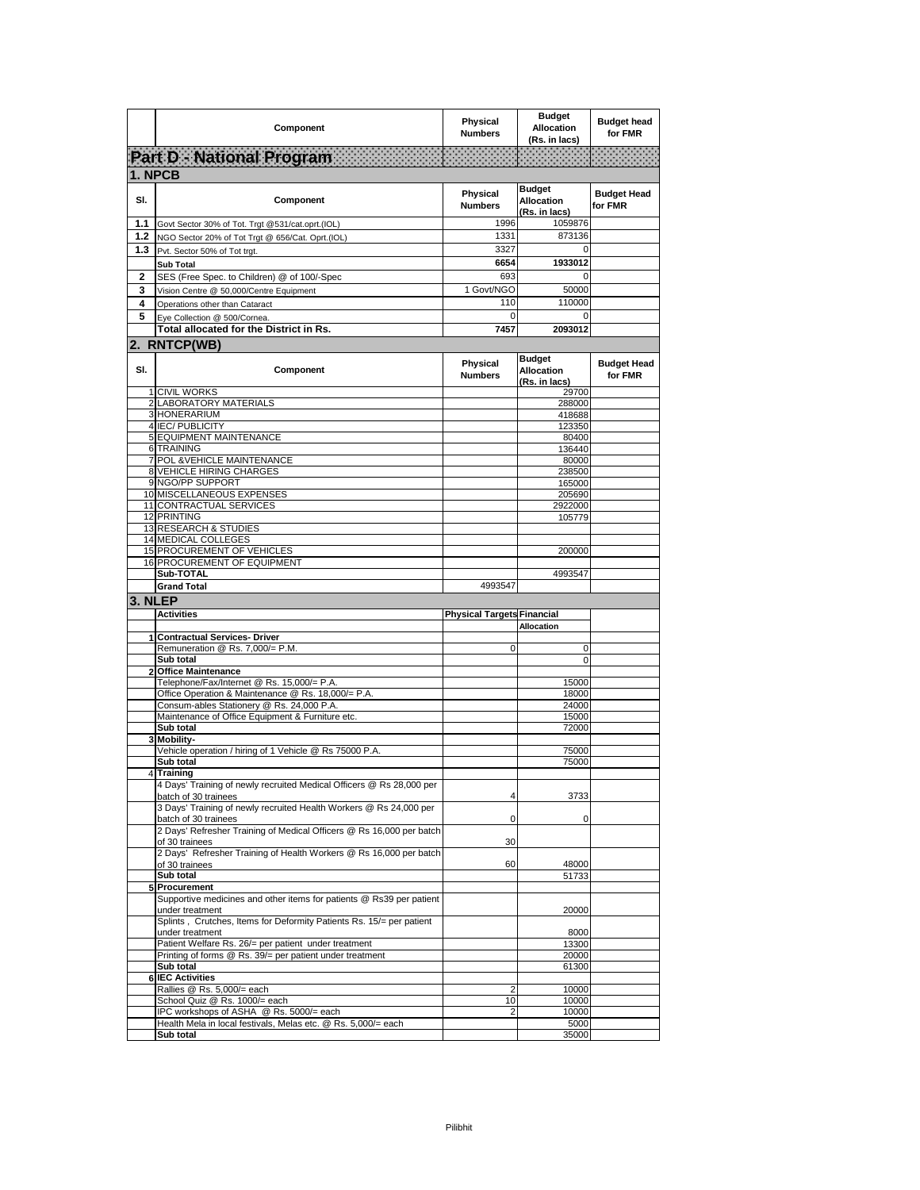| | Component | Physical Numbers | Budget Allocation (Rs. in lacs) | Budget head for FMR |
|---|---|---|---|---|

## Part D - National Program

### 1. NPCB

| Sl. | Component | Physical Numbers | Budget Allocation (Rs. in lacs) | Budget Head for FMR |
|---|---|---|---|---|
| 1.1 | Govt Sector 30% of Tot. Trgt @531/cat.oprt.(IOL) | 1996 | 1059876 | |
| 1.2 | NGO Sector 20% of Tot Trgt @ 656/Cat. Oprt.(IOL) | 1331 | 873136 | |
| 1.3 | Pvt. Sector 50% of Tot trgt. | 3327 | 0 | |
| | Sub Total | 6654 | 1933012 | |
| 2 | SES (Free Spec. to Children) @ of 100/-Spec | 693 | 0 | |
| 3 | Vision Centre @ 50,000/Centre Equipment | 1 Govt/NGO | 50000 | |
| 4 | Operations other than Cataract | 110 | 110000 | |
| 5 | Eye Collection @ 500/Cornea. | 0 | 0 | |
| | Total allocated for the District in Rs. | 7457 | 2093012 | |

### 2. RNTCP(WB)

| Sl. | Component | Physical Numbers | Budget Allocation (Rs. in lacs) | Budget Head for FMR |
|---|---|---|---|---|
| 1 | CIVIL WORKS | | 29700 | |
| 2 | LABORATORY MATERIALS | | 288000 | |
| 3 | HONERARIUM | | 418688 | |
| 4 | IEC/ PUBLICITY | | 123350 | |
| 5 | EQUIPMENT MAINTENANCE | | 80400 | |
| 6 | TRAINING | | 136440 | |
| 7 | POL &VEHICLE MAINTENANCE | | 80000 | |
| 8 | VEHICLE HIRING CHARGES | | 238500 | |
| 9 | NGO/PP SUPPORT | | 165000 | |
| 10 | MISCELLANEOUS EXPENSES | | 205690 | |
| 11 | CONTRACTUAL SERVICES | | 2922000 | |
| 12 | PRINTING | | 105779 | |
| 13 | RESEARCH & STUDIES | | | |
| 14 | MEDICAL COLLEGES | | | |
| 15 | PROCUREMENT OF VEHICLES | | 200000 | |
| 16 | PROCUREMENT OF EQUIPMENT | | | |
| | Sub-TOTAL | | 4993547 | |
| | Grand Total | 4993547 | | |

### 3. NLEP

| | Activities | Physical Targets | Financial Allocation | |
|---|---|---|---|---|
| 1 | Contractual Services- Driver | | | |
| | Remuneration @ Rs. 7,000/= P.M. | 0 | 0 | |
| | Sub total | | 0 | |
| 2 | Office Maintenance | | | |
| | Telephone/Fax/Internet @ Rs. 15,000/= P.A. | | 15000 | |
| | Office Operation & Maintenance @ Rs. 18,000/= P.A. | | 18000 | |
| | Consum-ables Stationery @ Rs. 24,000 P.A. | | 24000 | |
| | Maintenance of Office Equipment & Furniture etc. | | 15000 | |
| | Sub total | | 72000 | |
| 3 | Mobility- | | | |
| | Vehicle operation / hiring of 1 Vehicle @ Rs 75000 P.A. | | 75000 | |
| | Sub total | | 75000 | |
| 4 | Training | | | |
| | 4 Days' Training of newly recruited Medical Officers @ Rs 28,000 per batch of 30 trainees | 4 | 3733 | |
| | 3 Days' Training of newly recruited Health Workers @ Rs 24,000 per batch of 30 trainees | 0 | 0 | |
| | 2 Days' Refresher Training of Medical Officers @ Rs 16,000 per batch of 30 trainees | 30 | | |
| | 2 Days' Refresher Training of Health Workers @ Rs 16,000 per batch of 30 trainees | 60 | 48000 | |
| | Sub total | | 51733 | |
| 5 | Procurement | | | |
| | Supportive medicines and other items for patients @ Rs39 per patient under treatment | | 20000 | |
| | Splints , Crutches, Items for Deformity Patients Rs. 15/= per patient under treatment | | 8000 | |
| | Patient Welfare Rs. 26/= per patient under treatment | | 13300 | |
| | Printing of forms @ Rs. 39/= per patient under treatment | | 20000 | |
| | Sub total | | 61300 | |
| 6 | IEC Activities | | | |
| | Rallies @ Rs. 5,000/= each | 2 | 10000 | |
| | School Quiz @ Rs. 1000/= each | 10 | 10000 | |
| | IPC workshops of ASHA @ Rs. 5000/= each | 2 | 10000 | |
| | Health Mela in local festivals, Melas etc. @ Rs. 5,000/= each | | 5000 | |
| | Sub total | | 35000 | |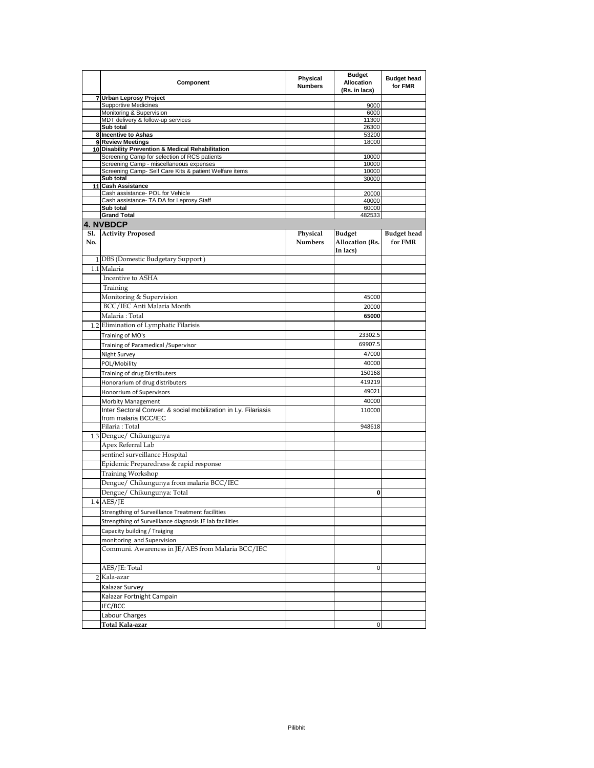| | Component | Physical Numbers | Budget Allocation (Rs. in lacs) | Budget head for FMR |
|---|---|---|---|---|
| 7 | **Urban Leprosy Project** | | | |
| | Supportive Medicines | | 9000 | |
| | Monitoring & Supervision | | 6000 | |
| | MDT delivery & follow-up services | | 11300 | |
| | **Sub total** | | 26300 | |
| 8 | **Incentive to Ashas** | | 53200 | |
| 9 | **Review Meetings** | | 18000 | |
| 10 | **Disability Prevention & Medical Rehabilitation** | | | |
| | Screening Camp for selection of RCS patients | | 10000 | |
| | Screening Camp - miscellaneous expenses | | 10000 | |
| | Screening Camp- Self Care Kits & patient Welfare items | | 10000 | |
| | **Sub total** | | 30000 | |
| 11 | **Cash Assistance** | | | |
| | Cash assistance- POL for Vehicle | | 20000 | |
| | Cash assistance- TA DA for Leprosy Staff | | 40000 | |
| | **Sub total** | | 60000 | |
| | **Grand Total** | | 482533 | |

## 4. NVBDCP

| Sl. No. | Activity Proposed | Physical Numbers | Budget Allocation (Rs. In lacs) | Budget head for FMR |
|---|---|---|---|---|
| 1 | DBS (Domestic Budgetary Support ) | | | |
| 1.1 | Malaria | | | |
| | Incentive to ASHA | | | |
| | Training | | | |
| | Monitoring & Supervision | | 45000 | |
| | BCC/IEC Anti Malaria Month | | 20000 | |
| | Malaria : Total | | **65000** | |
| 1.2 | Elimination of Lymphatic Filarisis | | | |
| | Training of MO's | | 23302.5 | |
| | Training of Paramedical /Supervisor | | 69907.5 | |
| | Night Survey | | 47000 | |
| | POL/Mobility | | 40000 | |
| | Training of drug Disrtibuters | | 150168 | |
| | Honorarium of drug distributers | | 419219 | |
| | Honorrium of Supervisors | | 49021 | |
| | Morbity Management | | 40000 | |
| | Inter Sectoral Conver. & social mobilization in Ly. Filariasis from malaria BCC/IEC | | 110000 | |
| | Filaria : Total | | 948618 | |
| 1.3 | Dengue/ Chikungunya | | | |
| | Apex Referral Lab | | | |
| | sentinel surveillance Hospital | | | |
| | Epidemic Preparedness & rapid response | | | |
| | Training Workshop | | | |
| | Dengue/ Chikungunya from malaria BCC/IEC | | | |
| | Dengue/ Chikungunya: Total | | **0** | |
| 1.4 | AES/JE | | | |
| | Strengthing of Surveillance Treatment facilities | | | |
| | Strengthing of Surveillance diagnosis JE lab facilities | | | |
| | Capacity building / Traiging | | | |
| | monitoring and Supervision | | | |
| | Communi. Awareness in JE/AES from Malaria BCC/IEC | | | |
| | AES/JE: Total | | 0 | |
| 2 | Kala-azar | | | |
| | Kalazar Survey | | | |
| | Kalazar Fortnight Campain | | | |
| | IEC/BCC | | | |
| | Labour Charges | | | |
| | **Total Kala-azar** | | 0 | |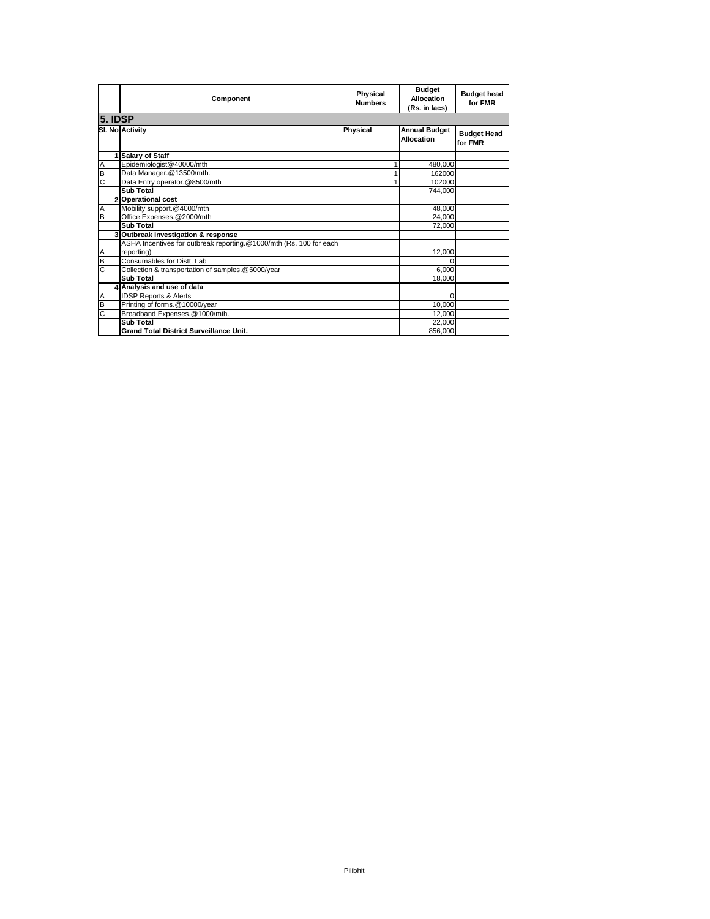| | Component | Physical Numbers | Budget Allocation (Rs. in lacs) | Budget head for FMR |
|---|---|---|---|---|
| **5. IDSP** | | | | |
| **Sl. No** | **Activity** | **Physical** | **Annual Budget Allocation** | **Budget Head for FMR** |
| **1** | **Salary of Staff** | | | |
| A | Epidemiologist@40000/mth | 1 | 480,000 | |
| B | Data Manager.@13500/mth. | 1 | 162000 | |
| C | Data Entry operator.@8500/mth | 1 | 102000 | |
| | **Sub Total** | | 744,000 | |
| **2** | **Operational cost** | | | |
| A | Mobility support.@4000/mth | | 48,000 | |
| B | Office Expenses.@2000/mth | | 24,000 | |
| | **Sub Total** | | 72,000 | |
| **3** | **Outbreak investigation & response** | | | |
| A | ASHA Incentives for outbreak reporting.@1000/mth (Rs. 100 for each reporting) | | 12,000 | |
| B | Consumables for Distt. Lab | | 0 | |
| C | Collection & transportation of samples.@6000/year | | 6,000 | |
| | **Sub Total** | | 18,000 | |
| **4** | **Analysis and use of data** | | | |
| A | IDSP Reports & Alerts | | 0 | |
| B | Printing of forms.@10000/year | | 10,000 | |
| C | Broadband Expenses.@1000/mth. | | 12,000 | |
| | **Sub Total** | | 22,000 | |
| | **Grand Total District Surveillance Unit.** | | 856,000 | |